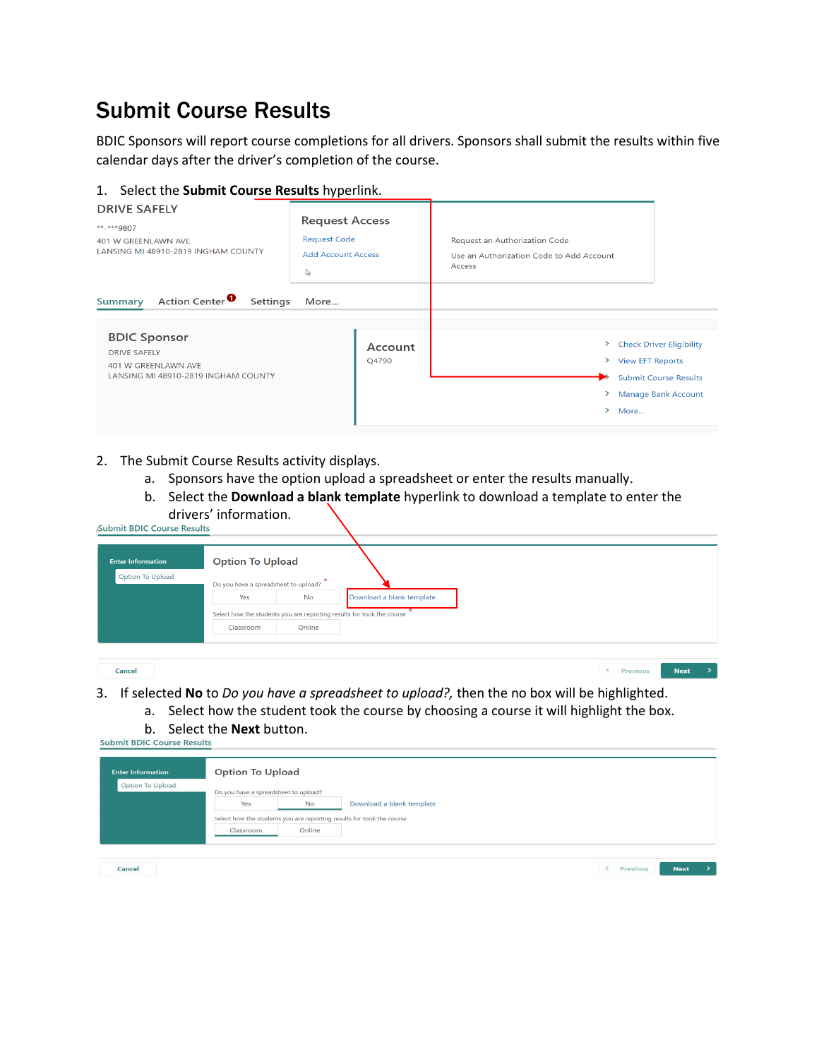# Submit Course Results

BDIC Sponsors will report course completions for all drivers. Sponsors shall submit the results within five calendar days after the driver's completion of the course.

1. Select the **Submit Course Results** hyperlink.

DRIVE SAFELY

**-***9807
401 W GREENLAWN AVE
LANSING MI 48910-2819 INGHAM COUNTY

Request Access
Request Code
Add Account Access

Request an Authorization Code
Use an Authorization Code to Add Account Access

Summary   Action Center   Settings   More...

BDIC Sponsor
DRIVE SAFELY
401 W GREENLAWN AVE
LANSING MI 48910-2819 INGHAM COUNTY

Account
Q4790

- Check Driver Eligibility
- View EFT Reports
- Submit Course Results
- Manage Bank Account
- More...

2. The Submit Course Results activity displays.
   a. Sponsors have the option upload a spreadsheet or enter the results manually.
   b. Select the **Download a blank template** hyperlink to download a template to enter the drivers' information.

Submit BDIC Course Results

Enter Information
Option To Upload

Option To Upload

Do you have a spreadsheet to upload? *
Yes   No   Download a blank template

Select how the students you are reporting results for took the course *
Classroom   Online

Cancel   Previous   Next

3. If selected **No** to *Do you have a spreadsheet to upload?,* then the no box will be highlighted.
   a. Select how the student took the course by choosing a course it will highlight the box.
   b. Select the **Next** button.

Submit BDIC Course Results

Enter Information
Option To Upload

Option To Upload

Do you have a spreadsheet to upload?
Yes   No   Download a blank template

Select how the students you are reporting results for took the course
Classroom   Online

Cancel   Previous   Next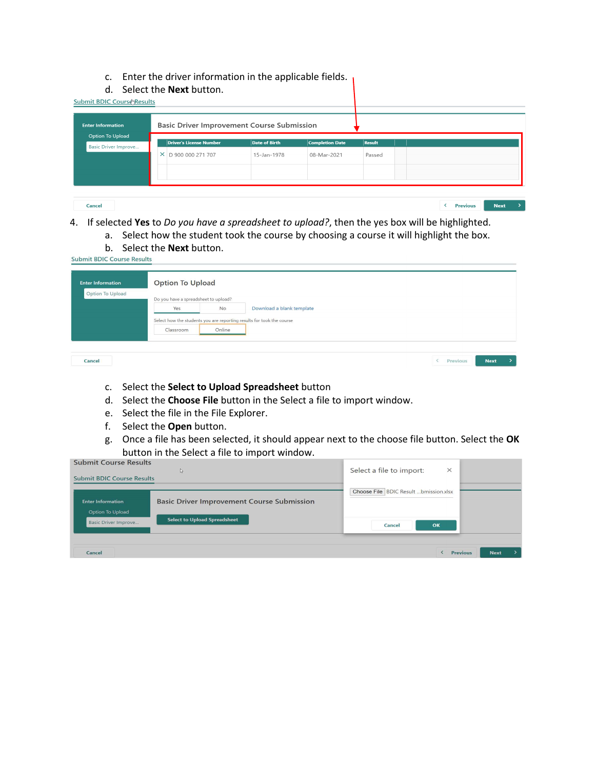c. Enter the driver information in the applicable fields.

d. Select the **Next** button.

Submit BDIC Course Results

Enter Information

Option To Upload

Basic Driver Improve...

Basic Driver Improvement Course Submission

| | Driver's License Number | Date of Birth | Completion Date | Result | |
|---|---|---|---|---|---|
| × | D 900 000 271 707 | 15-Jan-1978 | 08-Mar-2021 | Passed | |
| | | | | | |

Cancel | Previous | Next

4. If selected **Yes** to *Do you have a spreadsheet to upload?*, then the yes box will be highlighted.
   a. Select how the student took the course by choosing a course it will highlight the box.
   b. Select the **Next** button.

Submit BDIC Course Results

Enter Information

Option To Upload

Option To Upload

Do you have a spreadsheet to upload?

Yes | No | Download a blank template

Select how the students you are reporting results for took the course

Classroom | Online

Cancel | Previous | Next

   c. Select the **Select to Upload Spreadsheet** button
   d. Select the **Choose File** button in the Select a file to import window.
   e. Select the file in the File Explorer.
   f. Select the **Open** button.
   g. Once a file has been selected, it should appear next to the choose file button. Select the **OK** button in the Select a file to import window.

Submit Course Results

Submit BDIC Course Results

Enter Information

Option To Upload

Basic Driver Improve...

Basic Driver Improvement Course Submission

Select to Upload Spreadsheet

Select a file to import:

Choose File BDIC Result ...bmission.xlsx

Cancel | OK

Cancel | Previous | Next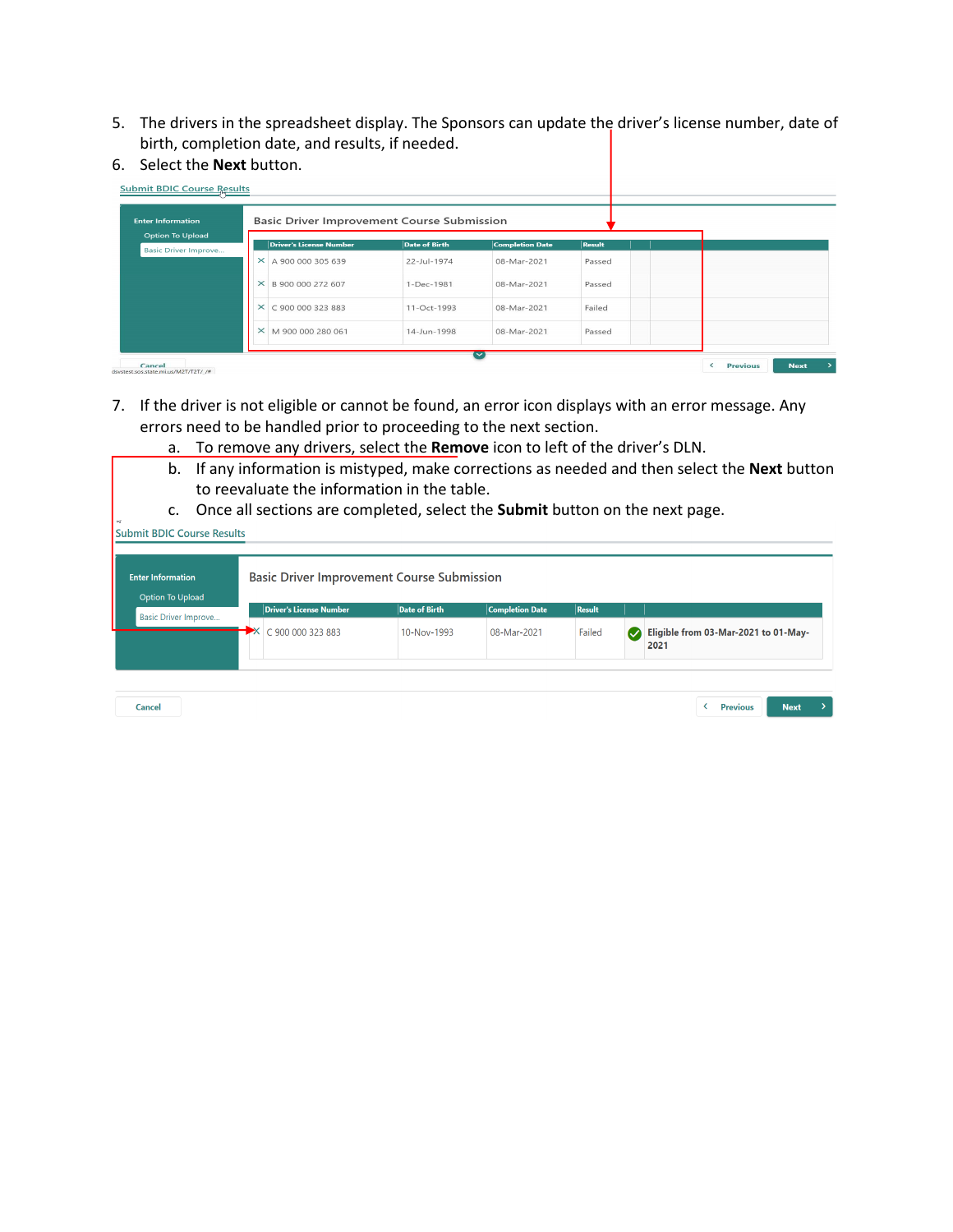5. The drivers in the spreadsheet display. The Sponsors can update the driver's license number, date of birth, completion date, and results, if needed.
6. Select the **Next** button.

Submit BDIC Course Results

Enter Information

Option To Upload

Basic Driver Improve...

Basic Driver Improvement Course Submission

| | Driver's License Number | Date of Birth | Completion Date | Result | |
|---|---|---|---|---|---|
| × | A 900 000 305 639 | 22-Jul-1974 | 08-Mar-2021 | Passed | |
| × | B 900 000 272 607 | 1-Dec-1981 | 08-Mar-2021 | Passed | |
| × | C 900 000 323 883 | 11-Oct-1993 | 08-Mar-2021 | Failed | |
| × | M 900 000 280 061 | 14-Jun-1998 | 08-Mar-2021 | Passed | |

Cancel

Previous

Next

7. If the driver is not eligible or cannot be found, an error icon displays with an error message. Any errors need to be handled prior to proceeding to the next section.
   a. To remove any drivers, select the **Remove** icon to left of the driver's DLN.
   b. If any information is mistyped, make corrections as needed and then select the **Next** button to reevaluate the information in the table.
   c. Once all sections are completed, select the **Submit** button on the next page.

Submit BDIC Course Results

Enter Information

Option To Upload

Basic Driver Improve...

Basic Driver Improvement Course Submission

| | Driver's License Number | Date of Birth | Completion Date | Result | |
|---|---|---|---|---|---|
| × | C 900 000 323 883 | 10-Nov-1993 | 08-Mar-2021 | Failed | Eligible from 03-Mar-2021 to 01-May-2021 |

Cancel

Previous

Next